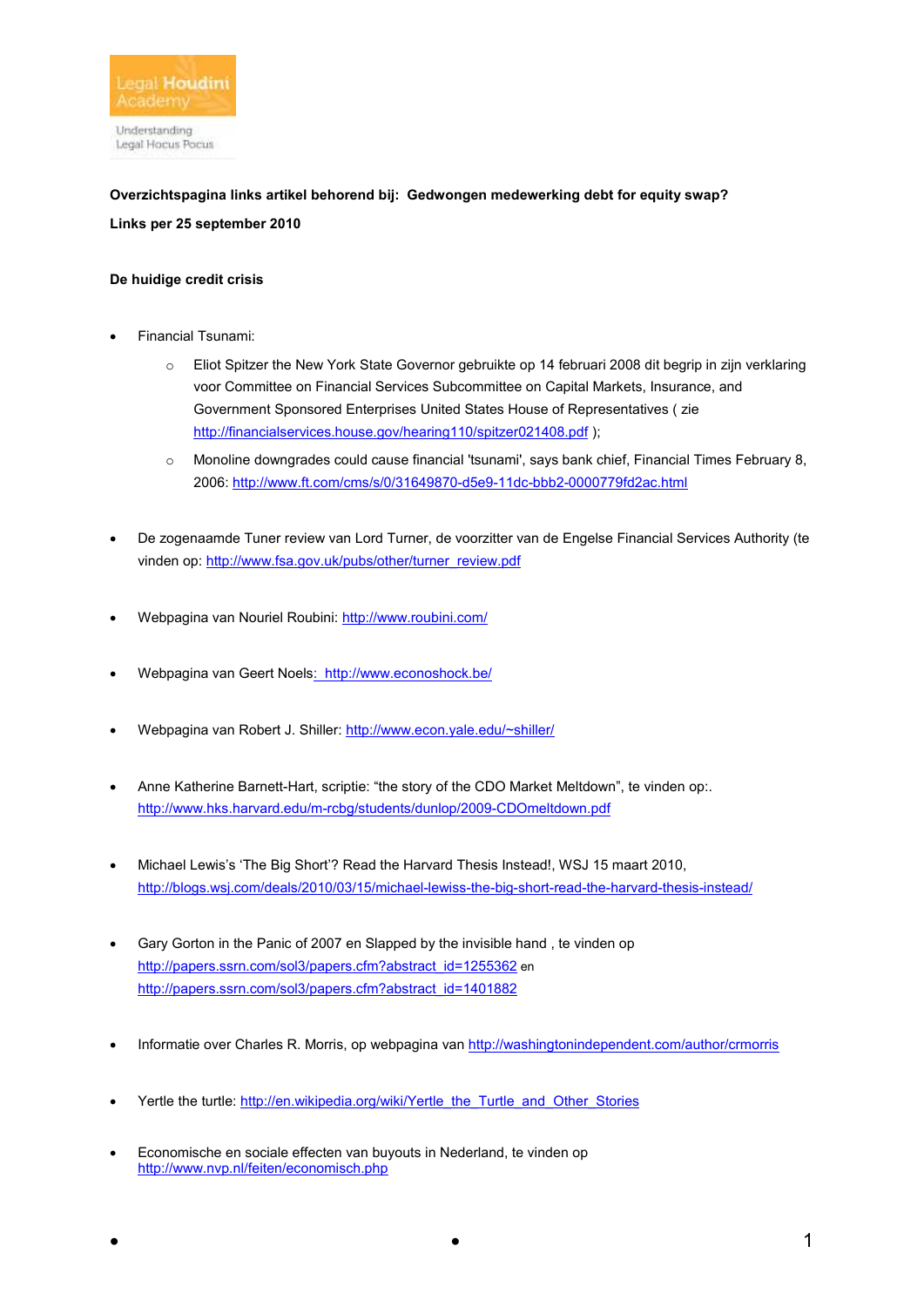Legal Houdini Academy

Understanding Legal Hocus Pocus

**Overzichtspagina links artikel behorend bij: Gedwongen medewerking debt for equity swap?**

**Links per 25 september 2010**

**De huidige credit crisis**

- Financial Tsunami:
  - Eliot Spitzer the New York State Governor gebruikte op 14 februari 2008 dit begrip in zijn verklaring voor Committee on Financial Services Subcommittee on Capital Markets, Insurance, and Government Sponsored Enterprises United States House of Representatives ( zie http://financialservices.house.gov/hearing110/spitzer021408.pdf );
  - Monoline downgrades could cause financial 'tsunami', says bank chief, Financial Times February 8, 2006: http://www.ft.com/cms/s/0/31649870-d5e9-11dc-bbb2-0000779fd2ac.html

- De zogenaamde Tuner review van Lord Turner, de voorzitter van de Engelse Financial Services Authority (te vinden op: http://www.fsa.gov.uk/pubs/other/turner_review.pdf

- Webpagina van Nouriel Roubini: http://www.roubini.com/

- Webpagina van Geert Noels: http://www.econoshock.be/

- Webpagina van Robert J. Shiller: http://www.econ.yale.edu/~shiller/

- Anne Katherine Barnett-Hart, scriptie: "the story of the CDO Market Meltdown", te vinden op:. http://www.hks.harvard.edu/m-rcbg/students/dunlop/2009-CDOmeltdown.pdf

- Michael Lewis's 'The Big Short'? Read the Harvard Thesis Instead!, WSJ 15 maart 2010, http://blogs.wsj.com/deals/2010/03/15/michael-lewiss-the-big-short-read-the-harvard-thesis-instead/

- Gary Gorton in the Panic of 2007 en Slapped by the invisible hand , te vinden op http://papers.ssrn.com/sol3/papers.cfm?abstract_id=1255362 en http://papers.ssrn.com/sol3/papers.cfm?abstract_id=1401882

- Informatie over Charles R. Morris, op webpagina van http://washingtonindependent.com/author/crmorris

- Yertle the turtle: http://en.wikipedia.org/wiki/Yertle_the_Turtle_and_Other_Stories

- Economische en sociale effecten van buyouts in Nederland, te vinden op http://www.nvp.nl/feiten/economisch.php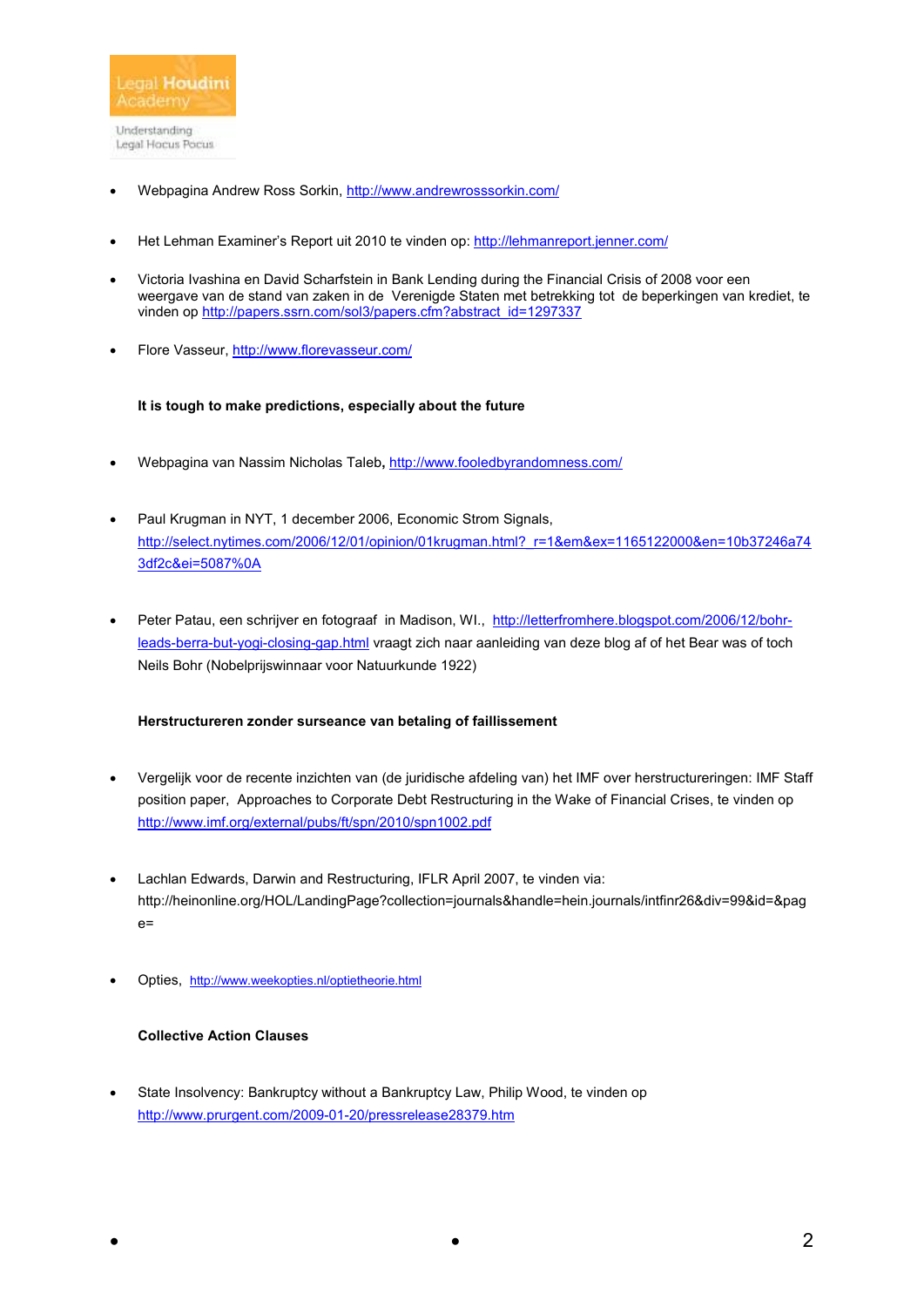- Webpagina Andrew Ross Sorkin, http://www.andrewrosssorkin.com/

- Het Lehman Examiner's Report uit 2010 te vinden op: http://lehmanreport.jenner.com/

- Victoria Ivashina en David Scharfstein in Bank Lending during the Financial Crisis of 2008 voor een weergave van de stand van zaken in de Verenigde Staten met betrekking tot de beperkingen van krediet, te vinden op http://papers.ssrn.com/sol3/papers.cfm?abstract_id=1297337

- Flore Vasseur, http://www.florevasseur.com/

**It is tough to make predictions, especially about the future**

- Webpagina van Nassim Nicholas Taleb**,** http://www.fooledbyrandomness.com/

- Paul Krugman in NYT, 1 december 2006, Economic Strom Signals, http://select.nytimes.com/2006/12/01/opinion/01krugman.html?_r=1&em&ex=1165122000&en=10b37246a743df2c&ei=5087%0A

- Peter Patau, een schrijver en fotograaf in Madison, WI., http://letterfromhere.blogspot.com/2006/12/bohr-leads-berra-but-yogi-closing-gap.html vraagt zich naar aanleiding van deze blog af of het Bear was of toch Neils Bohr (Nobelprijswinnaar voor Natuurkunde 1922)

**Herstructureren zonder surseance van betaling of faillissement**

- Vergelijk voor de recente inzichten van (de juridische afdeling van) het IMF over herstructureringen: IMF Staff position paper, Approaches to Corporate Debt Restructuring in the Wake of Financial Crises, te vinden op http://www.imf.org/external/pubs/ft/spn/2010/spn1002.pdf

- Lachlan Edwards, Darwin and Restructuring, IFLR April 2007, te vinden via: http://heinonline.org/HOL/LandingPage?collection=journals&handle=hein.journals/intfinr26&div=99&id=&page=

- Opties, http://www.weekopties.nl/optietheorie.html

**Collective Action Clauses**

- State Insolvency: Bankruptcy without a Bankruptcy Law, Philip Wood, te vinden op http://www.prurgent.com/2009-01-20/pressrelease28379.htm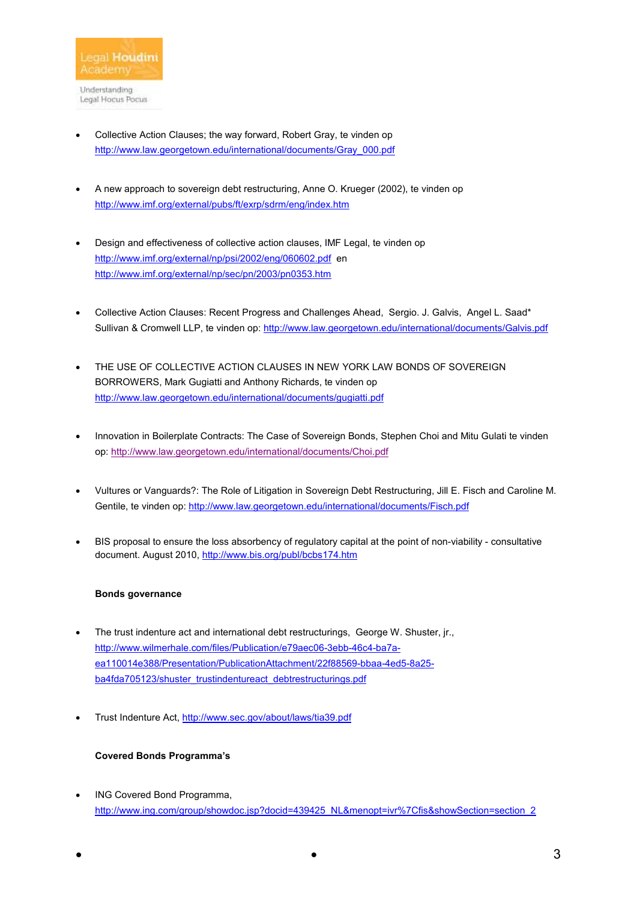- Collective Action Clauses; the way forward, Robert Gray, te vinden op http://www.law.georgetown.edu/international/documents/Gray_000.pdf

- A new approach to sovereign debt restructuring, Anne O. Krueger (2002), te vinden op http://www.imf.org/external/pubs/ft/exrp/sdrm/eng/index.htm

- Design and effectiveness of collective action clauses, IMF Legal, te vinden op http://www.imf.org/external/np/psi/2002/eng/060602.pdf en http://www.imf.org/external/np/sec/pn/2003/pn0353.htm

- Collective Action Clauses: Recent Progress and Challenges Ahead, Sergio. J. Galvis, Angel L. Saad* Sullivan & Cromwell LLP, te vinden op: http://www.law.georgetown.edu/international/documents/Galvis.pdf

- THE USE OF COLLECTIVE ACTION CLAUSES IN NEW YORK LAW BONDS OF SOVEREIGN BORROWERS, Mark Gugiatti and Anthony Richards, te vinden op http://www.law.georgetown.edu/international/documents/gugiatti.pdf

- Innovation in Boilerplate Contracts: The Case of Sovereign Bonds, Stephen Choi and Mitu Gulati te vinden op: http://www.law.georgetown.edu/international/documents/Choi.pdf

- Vultures or Vanguards?: The Role of Litigation in Sovereign Debt Restructuring, Jill E. Fisch and Caroline M. Gentile, te vinden op: http://www.law.georgetown.edu/international/documents/Fisch.pdf

- BIS proposal to ensure the loss absorbency of regulatory capital at the point of non-viability - consultative document. August 2010, http://www.bis.org/publ/bcbs174.htm

**Bonds governance**

- The trust indenture act and international debt restructurings, George W. Shuster, jr., http://www.wilmerhale.com/files/Publication/e79aec06-3ebb-46c4-ba7a-ea110014e388/Presentation/PublicationAttachment/22f88569-bbaa-4ed5-8a25-ba4fda705123/shuster_trustindentureact_debtrestructurings.pdf

- Trust Indenture Act, http://www.sec.gov/about/laws/tia39.pdf

**Covered Bonds Programma's**

- ING Covered Bond Programma, http://www.ing.com/group/showdoc.jsp?docid=439425_NL&menopt=ivr%7Cfis&showSection=section_2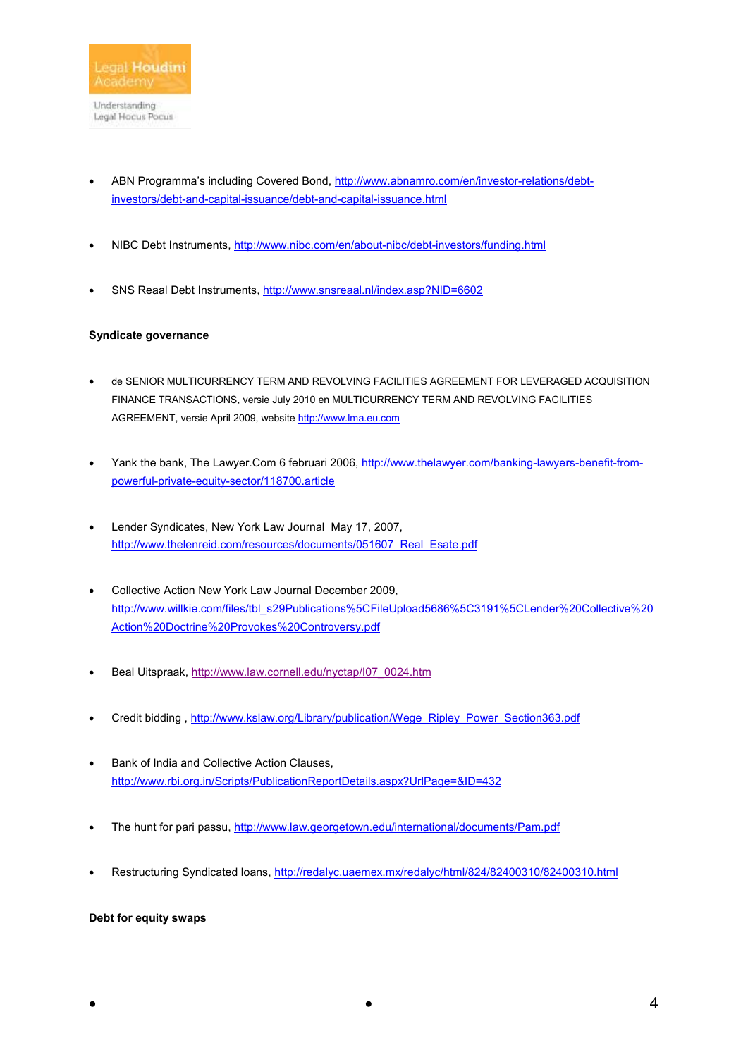- ABN Programma's including Covered Bond, http://www.abnamro.com/en/investor-relations/debt-investors/debt-and-capital-issuance/debt-and-capital-issuance.html

- NIBC Debt Instruments, http://www.nibc.com/en/about-nibc/debt-investors/funding.html

- SNS Reaal Debt Instruments, http://www.snsreaal.nl/index.asp?NID=6602

**Syndicate governance**

- de SENIOR MULTICURRENCY TERM AND REVOLVING FACILITIES AGREEMENT FOR LEVERAGED ACQUISITION FINANCE TRANSACTIONS, versie July 2010 en MULTICURRENCY TERM AND REVOLVING FACILITIES AGREEMENT, versie April 2009, website http://www.lma.eu.com

- Yank the bank, The Lawyer.Com 6 februari 2006, http://www.thelawyer.com/banking-lawyers-benefit-from-powerful-private-equity-sector/118700.article

- Lender Syndicates, New York Law Journal May 17, 2007, http://www.thelenreid.com/resources/documents/051607_Real_Esate.pdf

- Collective Action New York Law Journal December 2009, http://www.willkie.com/files/tbl_s29Publications%5CFileUpload5686%5C3191%5CLender%20Collective%20Action%20Doctrine%20Provokes%20Controversy.pdf

- Beal Uitspraak, http://www.law.cornell.edu/nyctap/I07_0024.htm

- Credit bidding , http://www.kslaw.org/Library/publication/Wege_Ripley_Power_Section363.pdf

- Bank of India and Collective Action Clauses, http://www.rbi.org.in/Scripts/PublicationReportDetails.aspx?UrlPage=&ID=432

- The hunt for pari passu, http://www.law.georgetown.edu/international/documents/Pam.pdf

- Restructuring Syndicated loans, http://redalyc.uaemex.mx/redalyc/html/824/82400310/82400310.html

**Debt for equity swaps**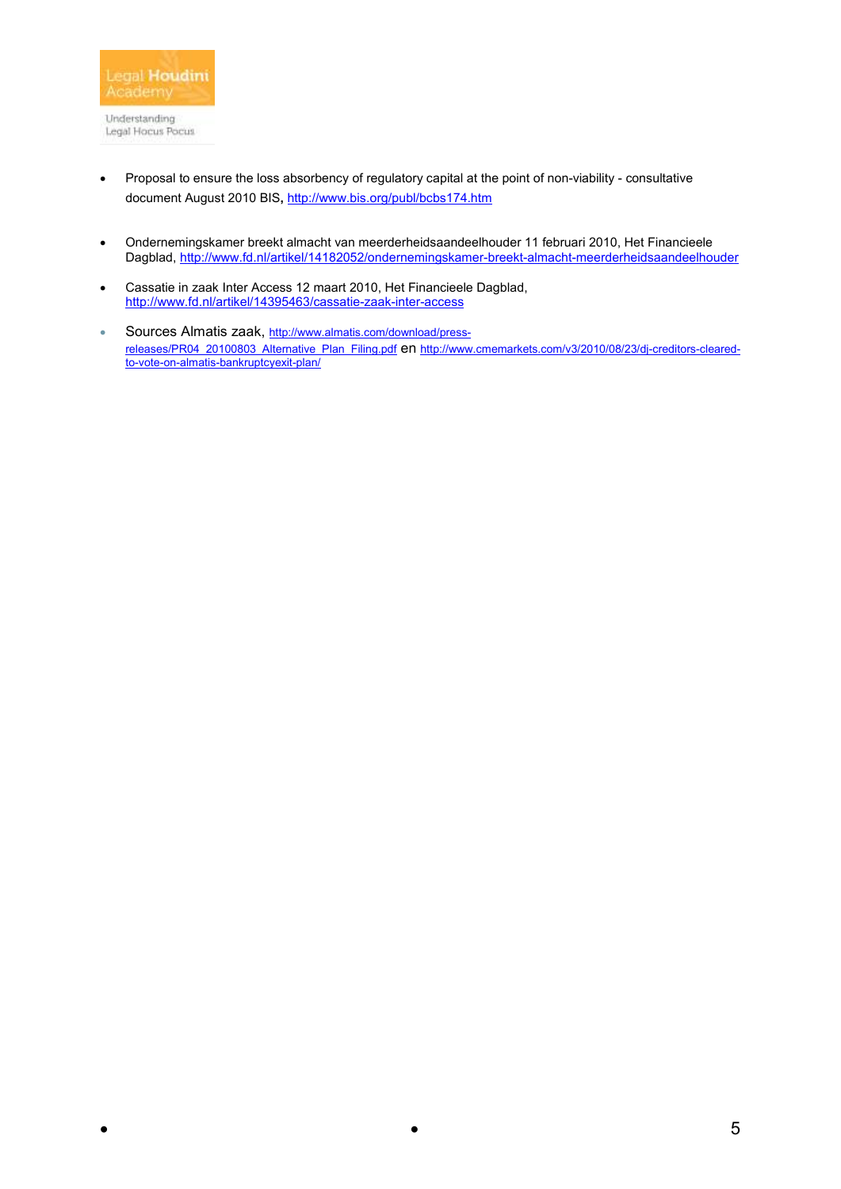- Proposal to ensure the loss absorbency of regulatory capital at the point of non-viability - consultative document August 2010 BIS, http://www.bis.org/publ/bcbs174.htm

- Ondernemingskamer breekt almacht van meerderheidsaandeelhouder 11 februari 2010, Het Financieele Dagblad, http://www.fd.nl/artikel/14182052/ondernemingskamer-breekt-almacht-meerderheidsaandeelhouder

- Cassatie in zaak Inter Access 12 maart 2010, Het Financieele Dagblad, http://www.fd.nl/artikel/14395463/cassatie-zaak-inter-access

- Sources Almatis zaak, http://www.almatis.com/download/press-releases/PR04_20100803_Alternative_Plan_Filing.pdf en http://www.cmemarkets.com/v3/2010/08/23/dj-creditors-cleared-to-vote-on-almatis-bankruptcyexit-plan/